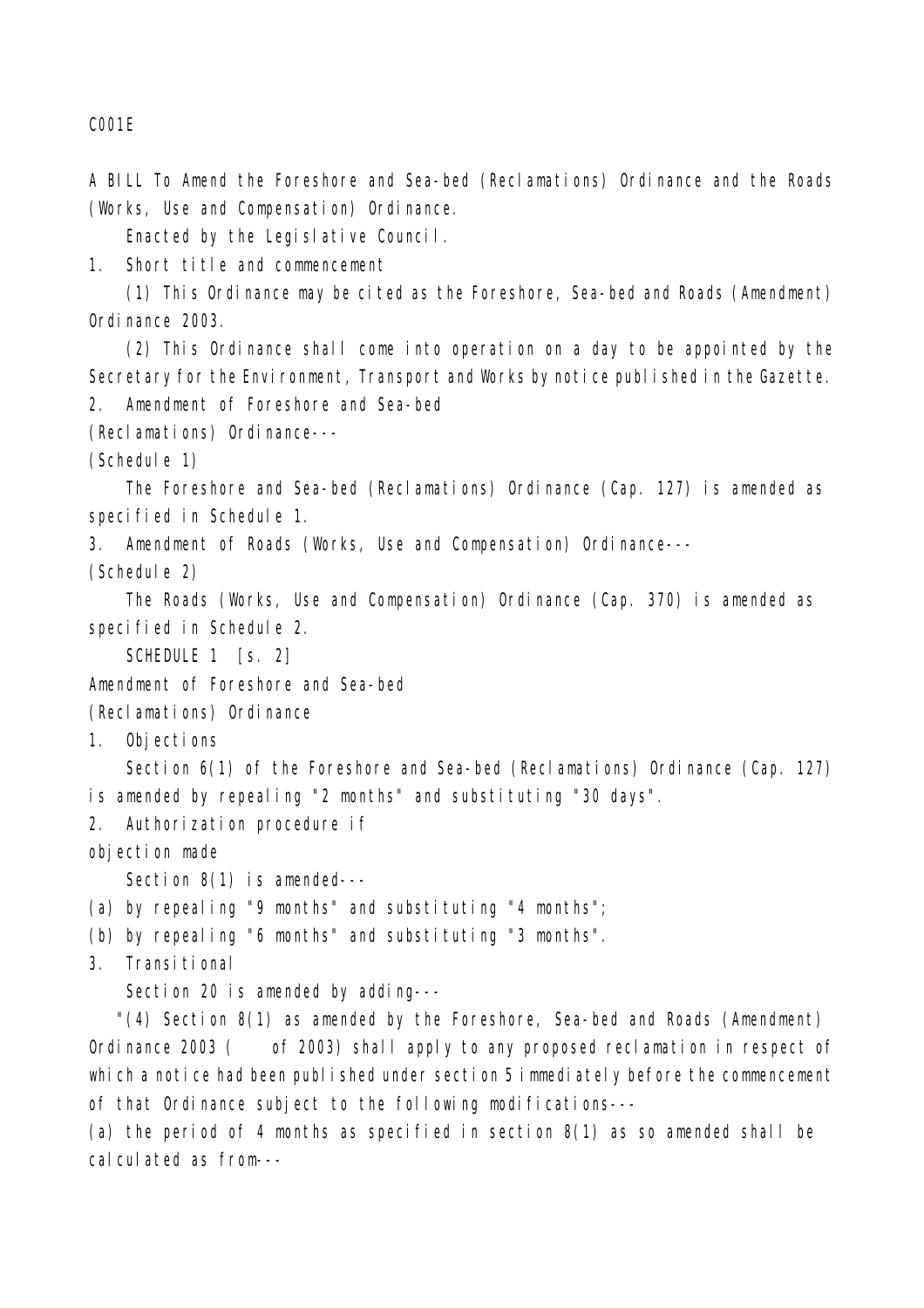C001E

A BILL To Amend the Foreshore and Sea-bed (Reclamations) Ordinance and the Roads (Works, Use and Compensation) Ordinance.

Enacted by the Legislative Council.

1. Short title and commencement

(1) This Ordinance may be cited as the Foreshore, Sea-bed and Roads (Amendment) Ordinance 2003.

(2) This Ordinance shall come into operation on a day to be appointed by the Secretary for the Environment, Transport and Works by notice published in the Gazette.

2. Amendment of Foreshore and Sea-bed (Reclamations) Ordinance---(Schedule 1)

The Foreshore and Sea-bed (Reclamations) Ordinance (Cap. 127) is amended as specified in Schedule 1.

3. Amendment of Roads (Works, Use and Compensation) Ordinance---(Schedule 2)

The Roads (Works, Use and Compensation) Ordinance (Cap. 370) is amended as specified in Schedule 2.

SCHEDULE 1 [s. 2]

Amendment of Foreshore and Sea-bed (Reclamations) Ordinance

1. Objections

Section 6(1) of the Foreshore and Sea-bed (Reclamations) Ordinance (Cap. 127) is amended by repealing "2 months" and substituting "30 days".

2. Authorization procedure if objection made

Section 8(1) is amended---

(a) by repealing "9 months" and substituting "4 months";

(b) by repealing "6 months" and substituting "3 months".

3. Transitional

Section 20 is amended by adding---

"(4) Section 8(1) as amended by the Foreshore, Sea-bed and Roads (Amendment) Ordinance 2003 (    of 2003) shall apply to any proposed reclamation in respect of which a notice had been published under section 5 immediately before the commencement of that Ordinance subject to the following modifications---

(a) the period of 4 months as specified in section 8(1) as so amended shall be calculated as from---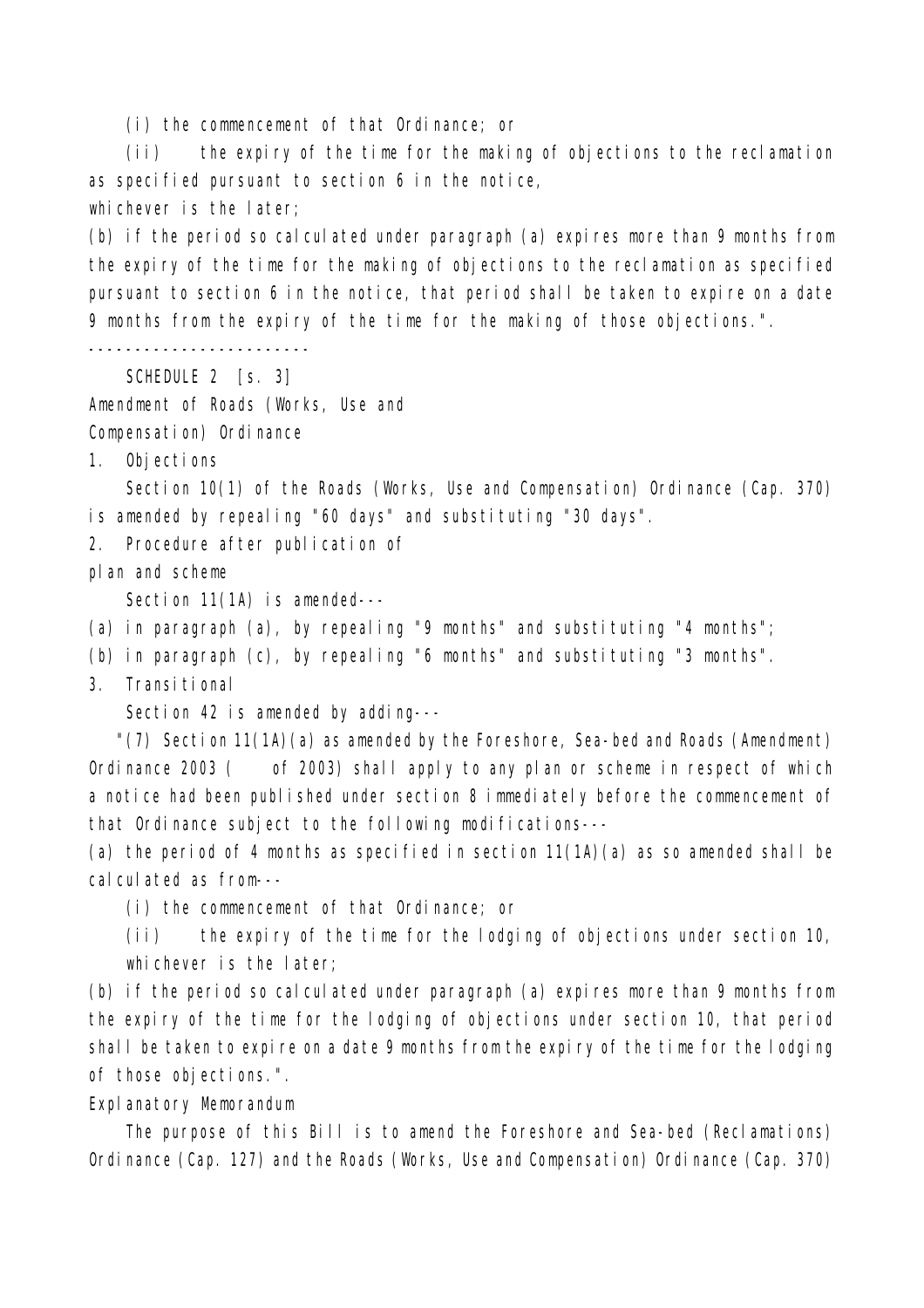(i) the commencement of that Ordinance; or

(ii) the expiry of the time for the making of objections to the reclamation as specified pursuant to section 6 in the notice,

whichever is the later;

(b) if the period so calculated under paragraph (a) expires more than 9 months from the expiry of the time for the making of objections to the reclamation as specified pursuant to section 6 in the notice, that period shall be taken to expire on a date 9 months from the expiry of the time for the making of those objections.".

-----------------------

SCHEDULE 2 [s. 3]

Amendment of Roads (Works, Use and Compensation) Ordinance

1. Objections

Section 10(1) of the Roads (Works, Use and Compensation) Ordinance (Cap. 370) is amended by repealing "60 days" and substituting "30 days".

2. Procedure after publication of plan and scheme

Section 11(1A) is amended---

(a) in paragraph (a), by repealing "9 months" and substituting "4 months";

(b) in paragraph (c), by repealing "6 months" and substituting "3 months".

3. Transitional

Section 42 is amended by adding---

"(7) Section 11(1A)(a) as amended by the Foreshore, Sea-bed and Roads (Amendment) Ordinance 2003 ( of 2003) shall apply to any plan or scheme in respect of which a notice had been published under section 8 immediately before the commencement of that Ordinance subject to the following modifications---

(a) the period of 4 months as specified in section 11(1A)(a) as so amended shall be calculated as from---

(i) the commencement of that Ordinance; or

(ii) the expiry of the time for the lodging of objections under section 10,

whichever is the later;

(b) if the period so calculated under paragraph (a) expires more than 9 months from the expiry of the time for the lodging of objections under section 10, that period shall be taken to expire on a date 9 months from the expiry of the time for the lodging of those objections.".

Explanatory Memorandum

The purpose of this Bill is to amend the Foreshore and Sea-bed (Reclamations) Ordinance (Cap. 127) and the Roads (Works, Use and Compensation) Ordinance (Cap. 370)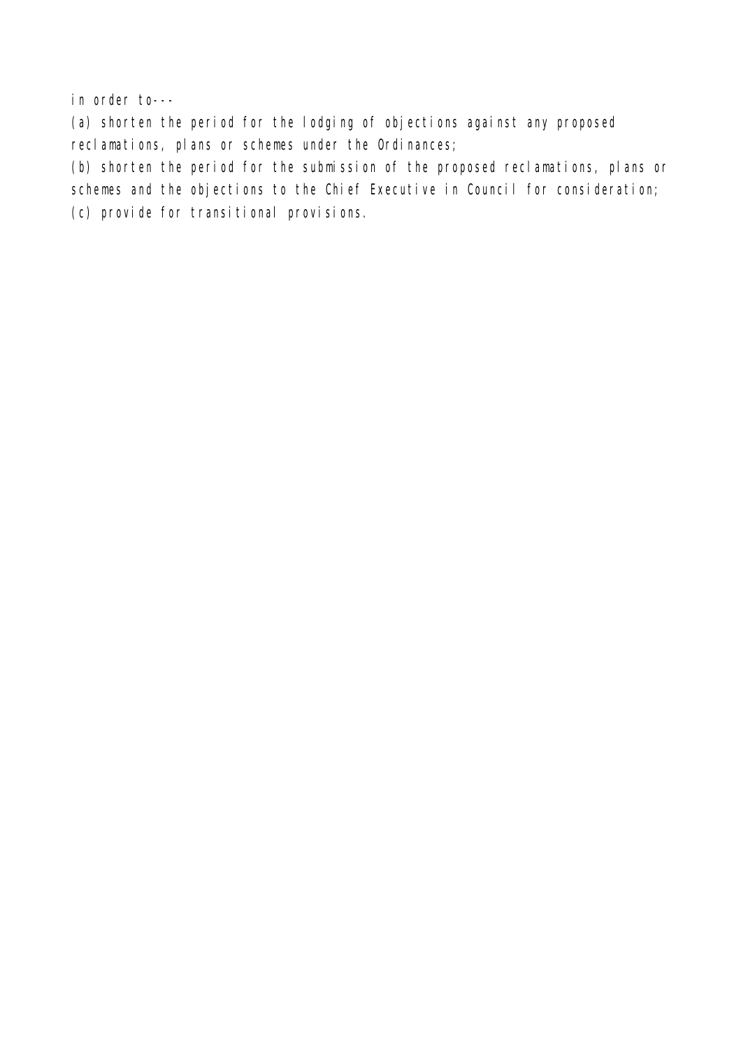in order to---

(a) shorten the period for the lodging of objections against any proposed reclamations, plans or schemes under the Ordinances;

(b) shorten the period for the submission of the proposed reclamations, plans or schemes and the objections to the Chief Executive in Council for consideration;

(c) provide for transitional provisions.